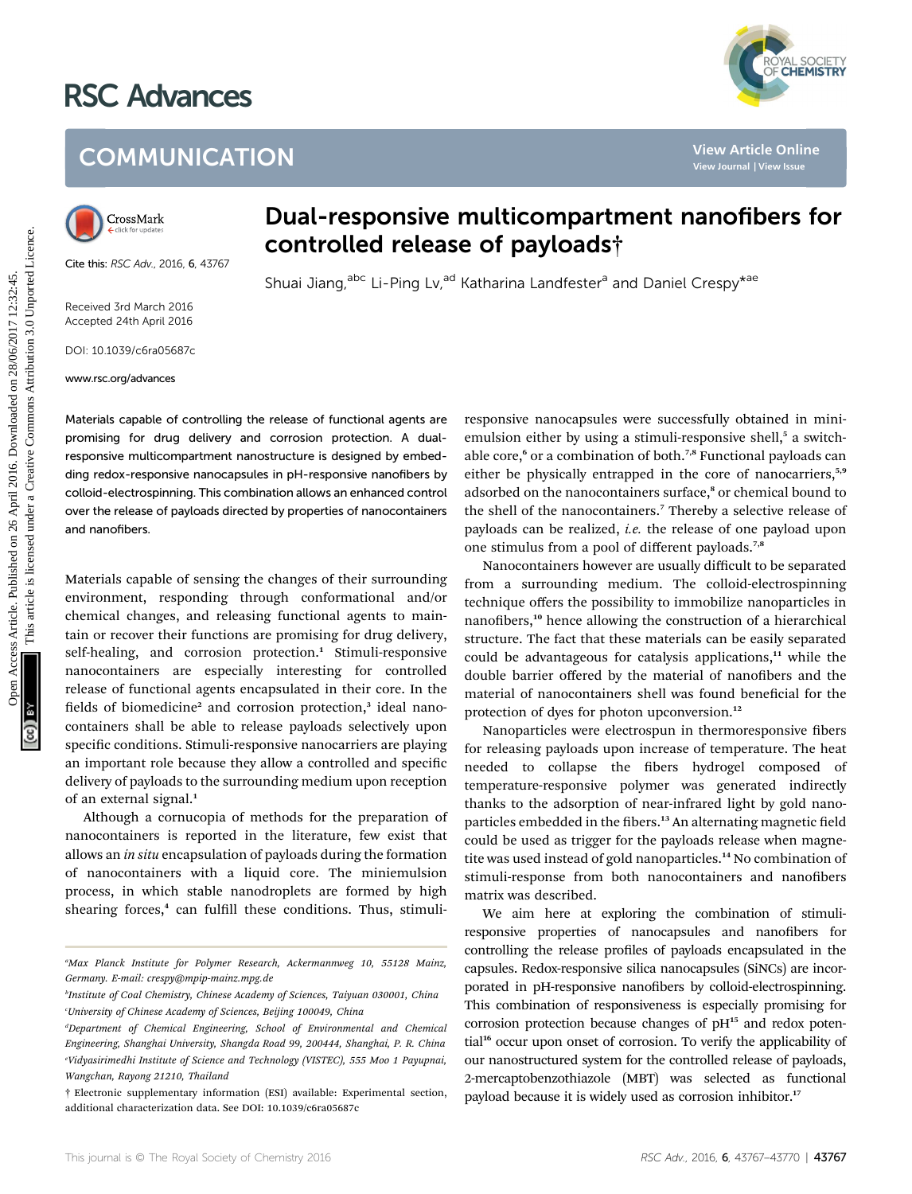# COMMUNICATION

Cite this: *RSC Adv.*, 2016, **6**, 43767

Received 3rd March 2016
Accepted 24th April 2016

DOI: 10.1039/c6ra05687c

www.rsc.org/advances

# Dual-responsive multicompartment nanofibers for controlled release of payloads†

Shuai Jiang,[abc] Li-Ping Lv,[ad] Katharina Landfester[a] and Daniel Crespy*[ae]

Materials capable of controlling the release of functional agents are promising for drug delivery and corrosion protection. A dual-responsive multicompartment nanostructure is designed by embedding redox-responsive nanocapsules in pH-responsive nanofibers by colloid-electrospinning. This combination allows an enhanced control over the release of payloads directed by properties of nanocontainers and nanofibers.

Materials capable of sensing the changes of their surrounding environment, responding through conformational and/or chemical changes, and releasing functional agents to maintain or recover their functions are promising for drug delivery, self-healing, and corrosion protection.[1] Stimuli-responsive nanocontainers are especially interesting for controlled release of functional agents encapsulated in their core. In the fields of biomedicine[2] and corrosion protection,[3] ideal nanocontainers shall be able to release payloads selectively upon specific conditions. Stimuli-responsive nanocarriers are playing an important role because they allow a controlled and specific delivery of payloads to the surrounding medium upon reception of an external signal.[1]

Although a cornucopia of methods for the preparation of nanocontainers is reported in the literature, few exist that allows an *in situ* encapsulation of payloads during the formation of nanocontainers with a liquid core. The miniemulsion process, in which stable nanodroplets are formed by high shearing forces,[4] can fulfill these conditions. Thus, stimuli-responsive nanocapsules were successfully obtained in miniemulsion either by using a stimuli-responsive shell,[5] a switchable core,[6] or a combination of both.[7,8] Functional payloads can either be physically entrapped in the core of nanocarriers,[5,9] adsorbed on the nanocontainers surface,[8] or chemical bound to the shell of the nanocontainers.[7] Thereby a selective release of payloads can be realized, *i.e.* the release of one payload upon one stimulus from a pool of different payloads.[7,8]

Nanocontainers however are usually difficult to be separated from a surrounding medium. The colloid-electrospinning technique offers the possibility to immobilize nanoparticles in nanofibers,[10] hence allowing the construction of a hierarchical structure. The fact that these materials can be easily separated could be advantageous for catalysis applications,[11] while the double barrier offered by the material of nanofibers and the material of nanocontainers shell was found beneficial for the protection of dyes for photon upconversion.[12]

Nanoparticles were electrospun in thermoresponsive fibers for releasing payloads upon increase of temperature. The heat needed to collapse the fibers hydrogel composed of temperature-responsive polymer was generated indirectly thanks to the adsorption of near-infrared light by gold nanoparticles embedded in the fibers.[13] An alternating magnetic field could be used as trigger for the payloads release when magnetite was used instead of gold nanoparticles.[14] No combination of stimuli-response from both nanocontainers and nanofibers matrix was described.

We aim here at exploring the combination of stimuli-responsive properties of nanocapsules and nanofibers for controlling the release profiles of payloads encapsulated in the capsules. Redox-responsive silica nanocapsules (SiNCs) are incorporated in pH-responsive nanofibers by colloid-electrospinning. This combination of responsiveness is especially promising for corrosion protection because changes of pH[15] and redox potential[16] occur upon onset of corrosion. To verify the applicability of our nanostructured system for the controlled release of payloads, 2-mercaptobenzothiazole (MBT) was selected as functional payload because it is widely used as corrosion inhibitor.[17]

---

[a] Max Planck Institute for Polymer Research, Ackermannweg 10, 55128 Mainz, Germany. E-mail: crespy@mpip-mainz.mpg.de

[b] Institute of Coal Chemistry, Chinese Academy of Sciences, Taiyuan 030001, China

[c] University of Chinese Academy of Sciences, Beijing 100049, China

[d] Department of Chemical Engineering, School of Environmental and Chemical Engineering, Shanghai University, Shangda Road 99, 200444, Shanghai, P. R. China

[e] Vidyasirimedhi Institute of Science and Technology (VISTEC), 555 Moo 1 Payupnai, Wangchan, Rayong 21210, Thailand

† Electronic supplementary information (ESI) available: Experimental section, additional characterization data. See DOI: 10.1039/c6ra05687c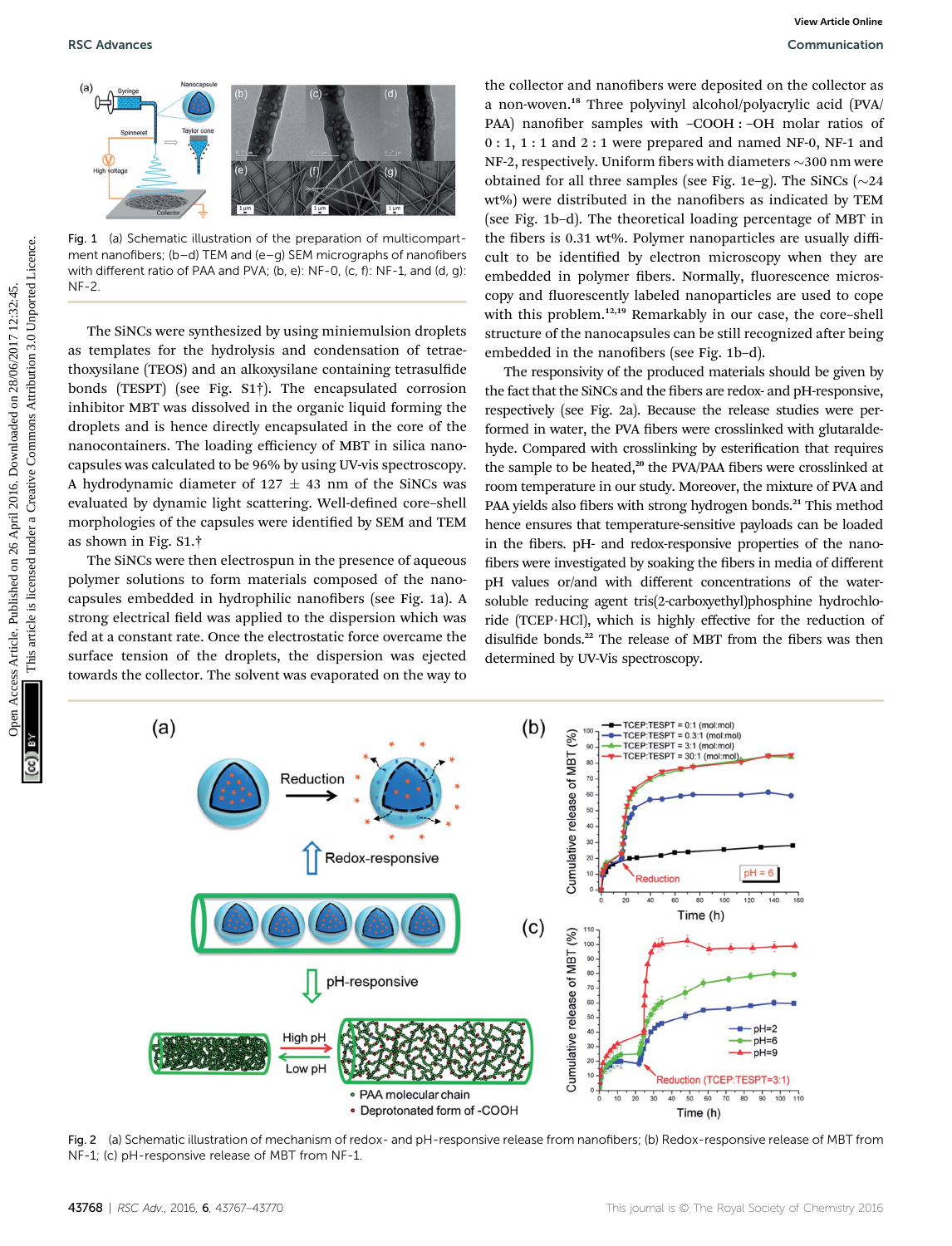Fig. 1 (a) Schematic illustration of the preparation of multicompartment nanofibers; (b–d) TEM and (e–g) SEM micrographs of nanofibers with different ratio of PAA and PVA; (b, e): NF-0, (c, f): NF-1, and (d, g): NF-2.

The SiNCs were synthesized by using miniemulsion droplets as templates for the hydrolysis and condensation of tetraethoxysilane (TEOS) and an alkoxysilane containing tetrasulfide bonds (TESPT) (see Fig. S1†). The encapsulated corrosion inhibitor MBT was dissolved in the organic liquid forming the droplets and is hence directly encapsulated in the core of the nanocontainers. The loading efficiency of MBT in silica nanocapsules was calculated to be 96% by using UV-vis spectroscopy. A hydrodynamic diameter of 127 ± 43 nm of the SiNCs was evaluated by dynamic light scattering. Well-defined core–shell morphologies of the capsules were identified by SEM and TEM as shown in Fig. S1.†

The SiNCs were then electrospun in the presence of aqueous polymer solutions to form materials composed of the nanocapsules embedded in hydrophilic nanofibers (see Fig. 1a). A strong electrical field was applied to the dispersion which was fed at a constant rate. Once the electrostatic force overcame the surface tension of the droplets, the dispersion was ejected towards the collector. The solvent was evaporated on the way to the collector and nanofibers were deposited on the collector as a non-woven.[18] Three polyvinyl alcohol/polyacrylic acid (PVA/PAA) nanofiber samples with –COOH : –OH molar ratios of 0 : 1, 1 : 1 and 2 : 1 were prepared and named NF-0, NF-1 and NF-2, respectively. Uniform fibers with diameters ~300 nm were obtained for all three samples (see Fig. 1e–g). The SiNCs (~24 wt%) were distributed in the nanofibers as indicated by TEM (see Fig. 1b–d). The theoretical loading percentage of MBT in the fibers is 0.31 wt%. Polymer nanoparticles are usually difficult to be identified by electron microscopy when they are embedded in polymer fibers. Normally, fluorescence microscopy and fluorescently labeled nanoparticles are used to cope with this problem.[12,19] Remarkably in our case, the core–shell structure of the nanocapsules can be still recognized after being embedded in the nanofibers (see Fig. 1b–d).

The responsivity of the produced materials should be given by the fact that the SiNCs and the fibers are redox- and pH-responsive, respectively (see Fig. 2a). Because the release studies were performed in water, the PVA fibers were crosslinked with glutaraldehyde. Compared with crosslinking by esterification that requires the sample to be heated,[20] the PVA/PAA fibers were crosslinked at room temperature in our study. Moreover, the mixture of PVA and PAA yields also fibers with strong hydrogen bonds.[21] This method hence ensures that temperature-sensitive payloads can be loaded in the fibers. pH- and redox-responsive properties of the nanofibers were investigated by soaking the fibers in media of different pH values or/and with different concentrations of the water-soluble reducing agent tris(2-carboxyethyl)phosphine hydrochloride (TCEP·HCl), which is highly effective for the reduction of disulfide bonds.[22] The release of MBT from the fibers was then determined by UV-Vis spectroscopy.

Fig. 2 (a) Schematic illustration of mechanism of redox- and pH-responsive release from nanofibers; (b) Redox-responsive release of MBT from NF-1; (c) pH-responsive release of MBT from NF-1.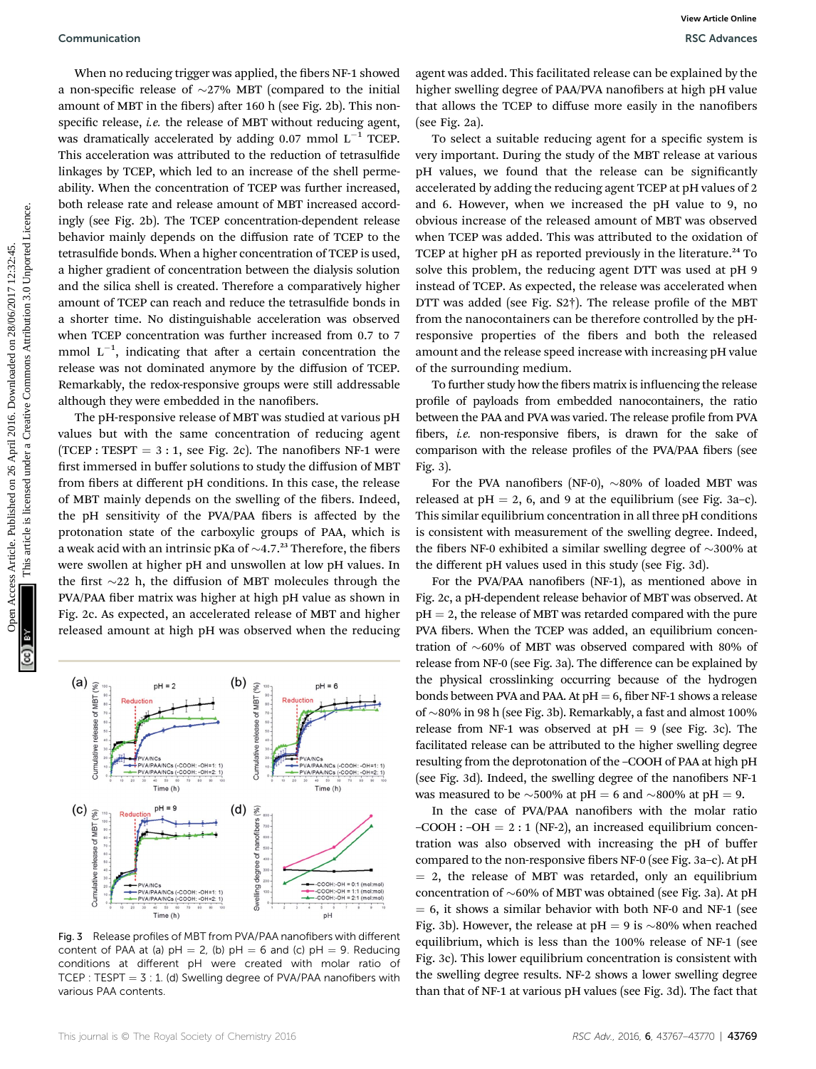When no reducing trigger was applied, the fibers NF-1 showed a non-specific release of ∼27% MBT (compared to the initial amount of MBT in the fibers) after 160 h (see Fig. 2b). This non-specific release, *i.e.* the release of MBT without reducing agent, was dramatically accelerated by adding 0.07 mmol $L^{-1}$ TCEP. This acceleration was attributed to the reduction of tetrasulfide linkages by TCEP, which led to an increase of the shell permeability. When the concentration of TCEP was further increased, both release rate and release amount of MBT increased accordingly (see Fig. 2b). The TCEP concentration-dependent release behavior mainly depends on the diffusion rate of TCEP to the tetrasulfide bonds. When a higher concentration of TCEP is used, a higher gradient of concentration between the dialysis solution and the silica shell is created. Therefore a comparatively higher amount of TCEP can reach and reduce the tetrasulfide bonds in a shorter time. No distinguishable acceleration was observed when TCEP concentration was further increased from 0.7 to 7 mmol $L^{-1}$, indicating that after a certain concentration the release was not dominated anymore by the diffusion of TCEP. Remarkably, the redox-responsive groups were still addressable although they were embedded in the nanofibers.

The pH-responsive release of MBT was studied at various pH values but with the same concentration of reducing agent (TCEP : TESPT = 3 : 1, see Fig. 2c). The nanofibers NF-1 were first immersed in buffer solutions to study the diffusion of MBT from fibers at different pH conditions. In this case, the release of MBT mainly depends on the swelling of the fibers. Indeed, the pH sensitivity of the PVA/PAA fibers is affected by the protonation state of the carboxylic groups of PAA, which is a weak acid with an intrinsic pKa of ∼4.7.[23] Therefore, the fibers were swollen at higher pH and unswollen at low pH values. In the first ∼22 h, the diffusion of MBT molecules through the PVA/PAA fiber matrix was higher at high pH value as shown in Fig. 2c. As expected, an accelerated release of MBT and higher released amount at high pH was observed when the reducing agent was added. This facilitated release can be explained by the higher swelling degree of PAA/PVA nanofibers at high pH value that allows the TCEP to diffuse more easily in the nanofibers (see Fig. 2a).

To select a suitable reducing agent for a specific system is very important. During the study of the MBT release at various pH values, we found that the release can be significantly accelerated by adding the reducing agent TCEP at pH values of 2 and 6. However, when we increased the pH value to 9, no obvious increase of the released amount of MBT was observed when TCEP was added. This was attributed to the oxidation of TCEP at higher pH as reported previously in the literature.[24] To solve this problem, the reducing agent DTT was used at pH 9 instead of TCEP. As expected, the release was accelerated when DTT was added (see Fig. S2†). The release profile of the MBT from the nanocontainers can be therefore controlled by the pH-responsive properties of the fibers and both the released amount and the release speed increase with increasing pH value of the surrounding medium.

To further study how the fibers matrix is influencing the release profile of payloads from embedded nanocontainers, the ratio between the PAA and PVA was varied. The release profile from PVA fibers, *i.e.* non-responsive fibers, is drawn for the sake of comparison with the release profiles of the PVA/PAA fibers (see Fig. 3).

For the PVA nanofibers (NF-0), ∼80% of loaded MBT was released at pH = 2, 6, and 9 at the equilibrium (see Fig. 3a–c). This similar equilibrium concentration in all three pH conditions is consistent with measurement of the swelling degree. Indeed, the fibers NF-0 exhibited a similar swelling degree of ∼300% at the different pH values used in this study (see Fig. 3d).

For the PVA/PAA nanofibers (NF-1), as mentioned above in Fig. 2c, a pH-dependent release behavior of MBT was observed. At pH = 2, the release of MBT was retarded compared with the pure PVA fibers. When the TCEP was added, an equilibrium concentration of ∼60% of MBT was observed compared with 80% of release from NF-0 (see Fig. 3a). The difference can be explained by the physical crosslinking occurring because of the hydrogen bonds between PVA and PAA. At pH = 6, fiber NF-1 shows a release of ∼80% in 98 h (see Fig. 3b). Remarkably, a fast and almost 100% release from NF-1 was observed at pH = 9 (see Fig. 3c). The facilitated release can be attributed to the higher swelling degree resulting from the deprotonation of the –COOH of PAA at high pH (see Fig. 3d). Indeed, the swelling degree of the nanofibers NF-1 was measured to be ∼500% at pH = 6 and ∼800% at pH = 9.

In the case of PVA/PAA nanofibers with the molar ratio –COOH : –OH = 2 : 1 (NF-2), an increased equilibrium concentration was also observed with increasing the pH of buffer compared to the non-responsive fibers NF-0 (see Fig. 3a–c). At pH = 2, the release of MBT was retarded, only an equilibrium concentration of ∼60% of MBT was obtained (see Fig. 3a). At pH = 6, it shows a similar behavior with both NF-0 and NF-1 (see Fig. 3b). However, the release at pH = 9 is ∼80% when reached equilibrium, which is less than the 100% release of NF-1 (see Fig. 3c). This lower equilibrium concentration is consistent with the swelling degree results. NF-2 shows a lower swelling degree than that of NF-1 at various pH values (see Fig. 3d). The fact that

(a) pH = 2
Reduction
Cumulative release of MBT (%)
Time (h)
PVA/NCs
PVA/PAA/NCs (-COOH:-OH=1:1)
PVA/PAA/NCs (-COOH:-OH=2:1)

(b) pH = 6
Reduction
Cumulative release of MBT (%)
Time (h)
PVA/NCs
PVA/PAA/NCs (-COOH:-OH=1:1)
PVA/PAA/NCs (-COOH:-OH=2:1)

(c) pH = 9
Reduction
Cumulative release of MBT (%)
Time (h)
PVA/NCs
PVA/PAA/NCs (-COOH:-OH=1:1)
PVA/PAA/NCs (-COOH:-OH=2:1)

(d)
Swelling degree of nanofibers (%)
pH
-COOH:-OH = 0:1 (mol:mol)
-COOH:-OH = 1:1 (mol:mol)
-COOH:-OH = 2:1 (mol:mol)

Fig. 3 Release profiles of MBT from PVA/PAA nanofibers with different content of PAA at (a) pH = 2, (b) pH = 6 and (c) pH = 9. Reducing conditions at different pH were created with molar ratio of TCEP : TESPT = 3 : 1. (d) Swelling degree of PVA/PAA nanofibers with various PAA contents.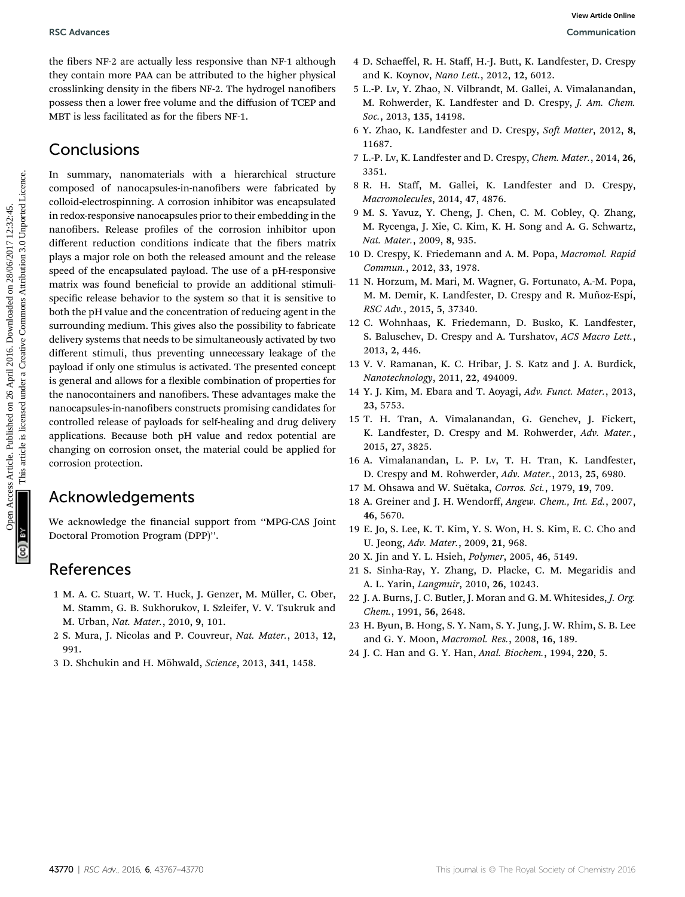the fibers NF-2 are actually less responsive than NF-1 although they contain more PAA can be attributed to the higher physical crosslinking density in the fibers NF-2. The hydrogel nanofibers possess then a lower free volume and the diffusion of TCEP and MBT is less facilitated as for the fibers NF-1.

## Conclusions

In summary, nanomaterials with a hierarchical structure composed of nanocapsules-in-nanofibers were fabricated by colloid-electrospinning. A corrosion inhibitor was encapsulated in redox-responsive nanocapsules prior to their embedding in the nanofibers. Release profiles of the corrosion inhibitor upon different reduction conditions indicate that the fibers matrix plays a major role on both the released amount and the release speed of the encapsulated payload. The use of a pH-responsive matrix was found beneficial to provide an additional stimuli-specific release behavior to the system so that it is sensitive to both the pH value and the concentration of reducing agent in the surrounding medium. This gives also the possibility to fabricate delivery systems that needs to be simultaneously activated by two different stimuli, thus preventing unnecessary leakage of the payload if only one stimulus is activated. The presented concept is general and allows for a flexible combination of properties for the nanocontainers and nanofibers. These advantages make the nanocapsules-in-nanofibers constructs promising candidates for controlled release of payloads for self-healing and drug delivery applications. Because both pH value and redox potential are changing on corrosion onset, the material could be applied for corrosion protection.

## Acknowledgements

We acknowledge the financial support from "MPG-CAS Joint Doctoral Promotion Program (DPP)".

## References

1 M. A. C. Stuart, W. T. Huck, J. Genzer, M. Müller, C. Ober, M. Stamm, G. B. Sukhorukov, I. Szleifer, V. V. Tsukruk and M. Urban, *Nat. Mater.*, 2010, **9**, 101.
2 S. Mura, J. Nicolas and P. Couvreur, *Nat. Mater.*, 2013, **12**, 991.
3 D. Shchukin and H. Möhwald, *Science*, 2013, **341**, 1458.
4 D. Schaeffel, R. H. Staff, H.-J. Butt, K. Landfester, D. Crespy and K. Koynov, *Nano Lett.*, 2012, **12**, 6012.
5 L.-P. Lv, Y. Zhao, N. Vilbrandt, M. Gallei, A. Vimalanandan, M. Rohwerder, K. Landfester and D. Crespy, *J. Am. Chem. Soc.*, 2013, **135**, 14198.
6 Y. Zhao, K. Landfester and D. Crespy, *Soft Matter*, 2012, **8**, 11687.
7 L.-P. Lv, K. Landfester and D. Crespy, *Chem. Mater.*, 2014, **26**, 3351.
8 R. H. Staff, M. Gallei, K. Landfester and D. Crespy, *Macromolecules*, 2014, **47**, 4876.
9 M. S. Yavuz, Y. Cheng, J. Chen, C. M. Cobley, Q. Zhang, M. Rycenga, J. Xie, C. Kim, K. H. Song and A. G. Schwartz, *Nat. Mater.*, 2009, **8**, 935.
10 D. Crespy, K. Friedemann and A. M. Popa, *Macromol. Rapid Commun.*, 2012, **33**, 1978.
11 N. Horzum, M. Mari, M. Wagner, G. Fortunato, A.-M. Popa, M. M. Demir, K. Landfester, D. Crespy and R. Muñoz-Espí, *RSC Adv.*, 2015, **5**, 37340.
12 C. Wohnhaas, K. Friedemann, D. Busko, K. Landfester, S. Baluschev, D. Crespy and A. Turshatov, *ACS Macro Lett.*, 2013, **2**, 446.
13 V. V. Ramanan, K. C. Hribar, J. S. Katz and J. A. Burdick, *Nanotechnology*, 2011, **22**, 494009.
14 Y. J. Kim, M. Ebara and T. Aoyagi, *Adv. Funct. Mater.*, 2013, **23**, 5753.
15 T. H. Tran, A. Vimalanandan, G. Genchev, J. Fickert, K. Landfester, D. Crespy and M. Rohwerder, *Adv. Mater.*, 2015, **27**, 3825.
16 A. Vimalanandan, L. P. Lv, T. H. Tran, K. Landfester, D. Crespy and M. Rohwerder, *Adv. Mater.*, 2013, **25**, 6980.
17 M. Ohsawa and W. Suëtaka, *Corros. Sci.*, 1979, **19**, 709.
18 A. Greiner and J. H. Wendorff, *Angew. Chem., Int. Ed.*, 2007, **46**, 5670.
19 E. Jo, S. Lee, K. T. Kim, Y. S. Won, H. S. Kim, E. C. Cho and U. Jeong, *Adv. Mater.*, 2009, **21**, 968.
20 X. Jin and Y. L. Hsieh, *Polymer*, 2005, **46**, 5149.
21 S. Sinha-Ray, Y. Zhang, D. Placke, C. M. Megaridis and A. L. Yarin, *Langmuir*, 2010, **26**, 10243.
22 J. A. Burns, J. C. Butler, J. Moran and G. M. Whitesides, *J. Org. Chem.*, 1991, **56**, 2648.
23 H. Byun, B. Hong, S. Y. Nam, S. Y. Jung, J. W. Rhim, S. B. Lee and G. Y. Moon, *Macromol. Res.*, 2008, **16**, 189.
24 J. C. Han and G. Y. Han, *Anal. Biochem.*, 1994, **220**, 5.